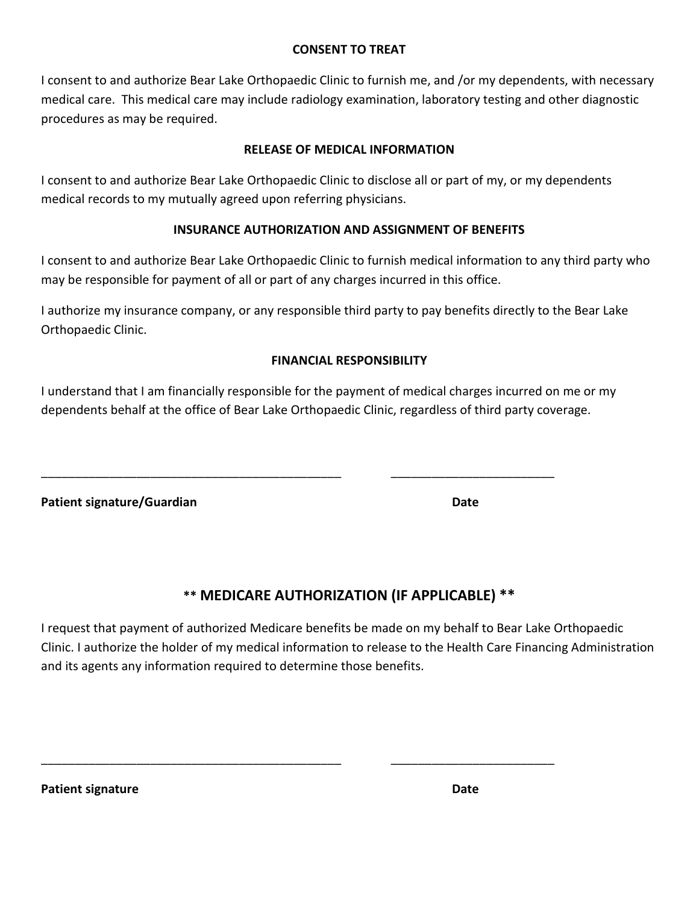## CONSENT TO TREAT

I consent to and authorize Bear Lake Orthopaedic Clinic to furnish me, and /or my dependents, with necessary medical care. This medical care may include radiology examination, laboratory testing and other diagnostic procedures as may be required.

## RELEASE OF MEDICAL INFORMATION

I consent to and authorize Bear Lake Orthopaedic Clinic to disclose all or part of my, or my dependents medical records to my mutually agreed upon referring physicians.

## INSURANCE AUTHORIZATION AND ASSIGNMENT OF BENEFITS

I consent to and authorize Bear Lake Orthopaedic Clinic to furnish medical information to any third party who may be responsible for payment of all or part of any charges incurred in this office.

I authorize my insurance company, or any responsible third party to pay benefits directly to the Bear Lake Orthopaedic Clinic.

## FINANCIAL RESPONSIBILITY

I understand that I am financially responsible for the payment of medical charges incurred on me or my dependents behalf at the office of Bear Lake Orthopaedic Clinic, regardless of third party coverage.

\_\_\_\_\_\_\_\_\_\_\_\_\_\_\_\_\_\_\_\_\_\_\_\_\_\_\_\_\_\_\_\_\_\_\_\_\_\_\_\_\_\_\_\_\_\_ \_\_\_\_\_\_\_\_\_\_\_\_\_\_\_\_\_\_\_\_\_\_\_\_\_

**Patient signature/Guardian** **Date**

## ** MEDICARE AUTHORIZATION (IF APPLICABLE) **

I request that payment of authorized Medicare benefits be made on my behalf to Bear Lake Orthopaedic Clinic. I authorize the holder of my medical information to release to the Health Care Financing Administration and its agents any information required to determine those benefits.

\_\_\_\_\_\_\_\_\_\_\_\_\_\_\_\_\_\_\_\_\_\_\_\_\_\_\_\_\_\_\_\_\_\_\_\_\_\_\_\_\_\_\_\_\_\_ \_\_\_\_\_\_\_\_\_\_\_\_\_\_\_\_\_\_\_\_\_\_\_\_\_

**Patient signature** **Date**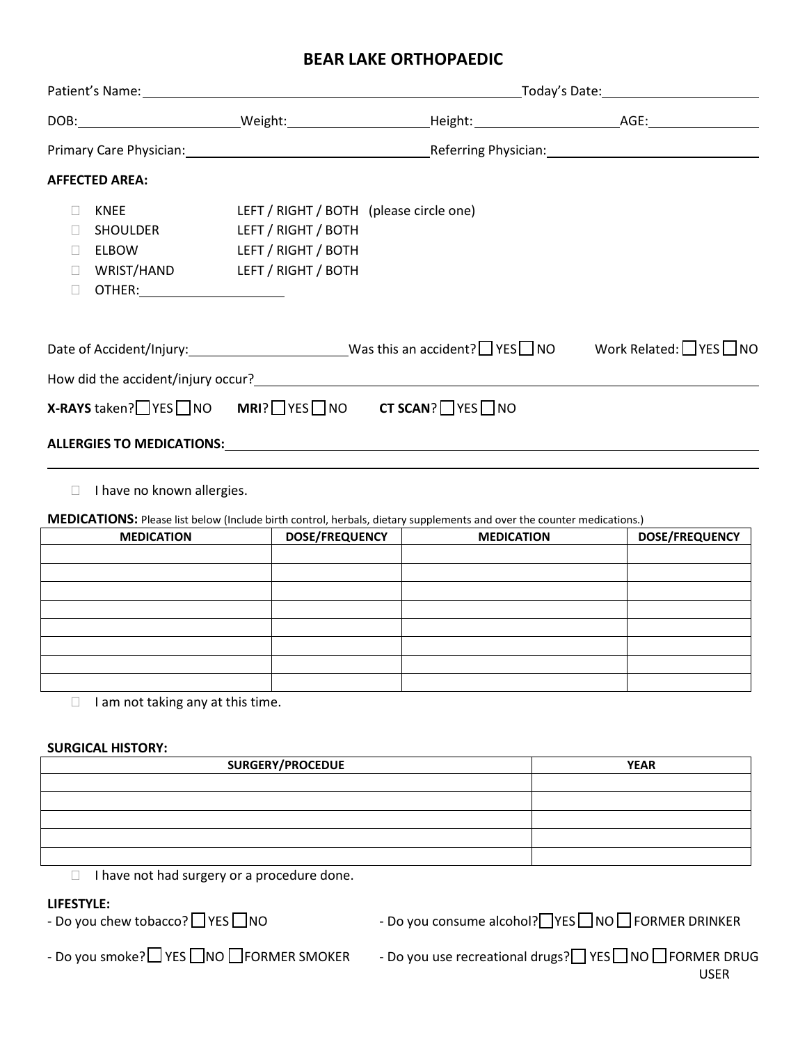# BEAR LAKE ORTHOPAEDIC

Patient's Name: ______________________________ Today's Date: ____________________

DOB: ____________________ Weight: ____________________ Height: ____________________ AGE: ____________

Primary Care Physician: ______________________________ Referring Physician: ______________________________

**AFFECTED AREA:**

- ☐ KNEE LEFT / RIGHT / BOTH (please circle one)
- ☐ SHOULDER LEFT / RIGHT / BOTH
- ☐ ELBOW LEFT / RIGHT / BOTH
- ☐ WRIST/HAND LEFT / RIGHT / BOTH
- ☐ OTHER: ____________________

Date of Accident/Injury: ____________________ Was this an accident? ☐ YES ☐ NO Work Related: ☐ YES ☐ NO

How did the accident/injury occur? ______________________________________________________________

**X-RAYS** taken? ☐ YES ☐ NO **MRI**? ☐ YES ☐ NO **CT SCAN**? ☐ YES ☐ NO

**ALLERGIES TO MEDICATIONS:** ______________________________________________________________

______________________________________________________________

- ☐ I have no known allergies.

**MEDICATIONS:** Please list below (Include birth control, herbals, dietary supplements and over the counter medications.)

| MEDICATION | DOSE/FREQUENCY | MEDICATION | DOSE/FREQUENCY |
|---|---|---|---|
| | | | |
| | | | |
| | | | |
| | | | |
| | | | |
| | | | |
| | | | |
| | | | |

- ☐ I am not taking any at this time.

**SURGICAL HISTORY:**

| SURGERY/PROCEDUE | YEAR |
|---|---|
| | |
| | |
| | |
| | |
| | |

- ☐ I have not had surgery or a procedure done.

**LIFESTYLE:**

- Do you chew tobacco? ☐ YES ☐ NO
- Do you smoke? ☐ YES ☐ NO ☐ FORMER SMOKER
- Do you consume alcohol? ☐ YES ☐ NO ☐ FORMER DRINKER
- Do you use recreational drugs? ☐ YES ☐ NO ☐ FORMER DRUG USER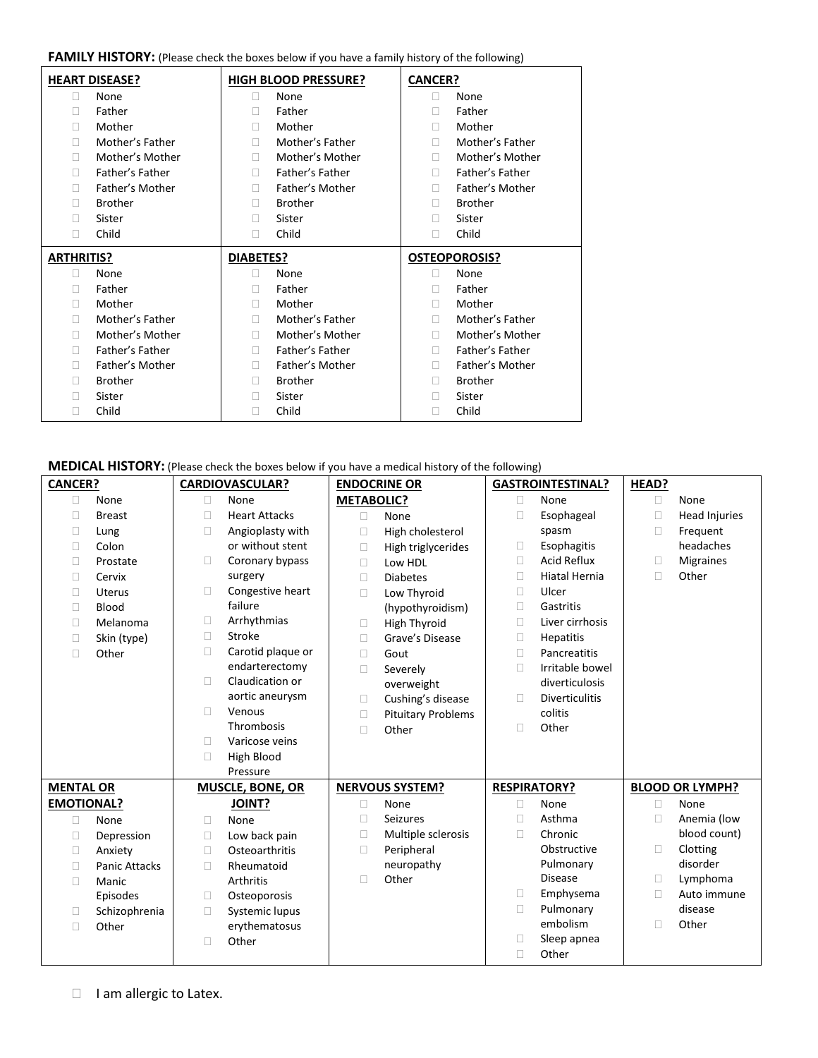**FAMILY HISTORY:** (Please check the boxes below if you have a family history of the following)

| HEART DISEASE? | HIGH BLOOD PRESSURE? | CANCER? |
| --- | --- | --- |
| ☐ None | ☐ None | ☐ None |
| ☐ Father | ☐ Father | ☐ Father |
| ☐ Mother | ☐ Mother | ☐ Mother |
| ☐ Mother's Father | ☐ Mother's Father | ☐ Mother's Father |
| ☐ Mother's Mother | ☐ Mother's Mother | ☐ Mother's Mother |
| ☐ Father's Father | ☐ Father's Father | ☐ Father's Father |
| ☐ Father's Mother | ☐ Father's Mother | ☐ Father's Mother |
| ☐ Brother | ☐ Brother | ☐ Brother |
| ☐ Sister | ☐ Sister | ☐ Sister |
| ☐ Child | ☐ Child | ☐ Child |
| **ARTHRITIS?** | **DIABETES?** | **OSTEOPOROSIS?** |
| ☐ None | ☐ None | ☐ None |
| ☐ Father | ☐ Father | ☐ Father |
| ☐ Mother | ☐ Mother | ☐ Mother |
| ☐ Mother's Father | ☐ Mother's Father | ☐ Mother's Father |
| ☐ Mother's Mother | ☐ Mother's Mother | ☐ Mother's Mother |
| ☐ Father's Father | ☐ Father's Father | ☐ Father's Father |
| ☐ Father's Mother | ☐ Father's Mother | ☐ Father's Mother |
| ☐ Brother | ☐ Brother | ☐ Brother |
| ☐ Sister | ☐ Sister | ☐ Sister |
| ☐ Child | ☐ Child | ☐ Child |

**MEDICAL HISTORY:** (Please check the boxes below if you have a medical history of the following)

| CANCER? | CARDIOVASCULAR? | ENDOCRINE OR METABOLIC? | GASTROINTESTINAL? | HEAD? |
| --- | --- | --- | --- | --- |
| ☐ None | ☐ None | ☐ None | ☐ None | ☐ None |
| ☐ Breast | ☐ Heart Attacks | ☐ High cholesterol | ☐ Esophageal spasm | ☐ Head Injuries |
| ☐ Lung | ☐ Angioplasty with or without stent | ☐ High triglycerides | ☐ Esophagitis | ☐ Frequent headaches |
| ☐ Colon | ☐ Coronary bypass surgery | ☐ Low HDL | ☐ Acid Reflux | ☐ Migraines |
| ☐ Prostate | ☐ Congestive heart failure | ☐ Diabetes | ☐ Hiatal Hernia | ☐ Other |
| ☐ Cervix | ☐ Arrhythmias | ☐ Low Thyroid (hypothyroidism) | ☐ Ulcer | |
| ☐ Uterus | ☐ Stroke | ☐ High Thyroid | ☐ Gastritis | |
| ☐ Blood | ☐ Carotid plaque or endarterectomy | ☐ Grave's Disease | ☐ Liver cirrhosis | |
| ☐ Melanoma | ☐ Claudication or aortic aneurysm | ☐ Gout | ☐ Hepatitis | |
| ☐ Skin (type) | ☐ Venous Thrombosis | ☐ Severely overweight | ☐ Pancreatitis | |
| ☐ Other | ☐ Varicose veins | ☐ Cushing's disease | ☐ Irritable bowel diverticulosis | |
| | ☐ High Blood Pressure | ☐ Pituitary Problems | ☐ Diverticulitis colitis | |
| | | ☐ Other | ☐ Other | |
| **MENTAL OR EMOTIONAL?** | **MUSCLE, BONE, OR JOINT?** | **NERVOUS SYSTEM?** | **RESPIRATORY?** | **BLOOD OR LYMPH?** |
| ☐ None | ☐ None | ☐ None | ☐ None | ☐ None |
| ☐ Depression | ☐ Low back pain | ☐ Seizures | ☐ Asthma | ☐ Anemia (low blood count) |
| ☐ Anxiety | ☐ Osteoarthritis | ☐ Multiple sclerosis | ☐ Chronic Obstructive Pulmonary Disease | ☐ Clotting disorder |
| ☐ Panic Attacks | ☐ Rheumatoid Arthritis | ☐ Peripheral neuropathy | ☐ Emphysema | ☐ Lymphoma |
| ☐ Manic Episodes | ☐ Osteoporosis | ☐ Other | ☐ Pulmonary embolism | ☐ Auto immune disease |
| ☐ Schizophrenia | ☐ Systemic lupus erythematosus | | ☐ Sleep apnea | ☐ Other |
| ☐ Other | ☐ Other | | ☐ Other | |

☐ I am allergic to Latex.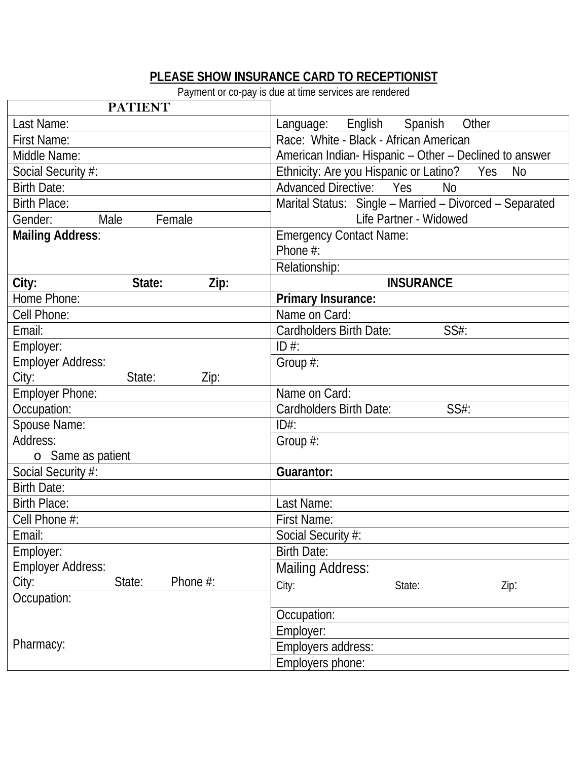**PLEASE SHOW INSURANCE CARD TO RECEPTIONIST**

Payment or co-pay is due at time services are rendered

| **PATIENT** | |
|---|---|
| Last Name: | Language: English Spanish Other |
| First Name: | Race: White - Black - African American |
| Middle Name: | American Indian- Hispanic – Other – Declined to answer |
| Social Security #: | Ethnicity: Are you Hispanic or Latino? Yes No |
| Birth Date: | Advanced Directive: Yes No |
| Birth Place: | Marital Status: Single – Married – Divorced – Separated |
| Gender: Male Female | Life Partner - Widowed |
| **Mailing Address**: | Emergency Contact Name:<br>Phone #: |
| | Relationship: |
| **City: State: Zip:** | **INSURANCE** |
| Home Phone: | **Primary Insurance:** |
| Cell Phone: | Name on Card: |
| Email: | Cardholders Birth Date: SS#: |
| Employer: | ID #: |
| Employer Address:<br>City: State: Zip: | Group #: |
| Employer Phone: | Name on Card: |
| Occupation: | Cardholders Birth Date: SS#: |
| Spouse Name: | ID#: |
| Address:<br>o Same as patient | Group #: |
| Social Security #: | **Guarantor:** |
| Birth Date: | |
| Birth Place: | Last Name: |
| Cell Phone #: | First Name: |
| Email: | Social Security #: |
| Employer: | Birth Date: |
| Employer Address:<br>City: State: Phone #: | Mailing Address:<br>City: State: Zip: |
| Occupation: | Occupation: |
| | Employer: |
| Pharmacy: | Employers address: |
| | Employers phone: |